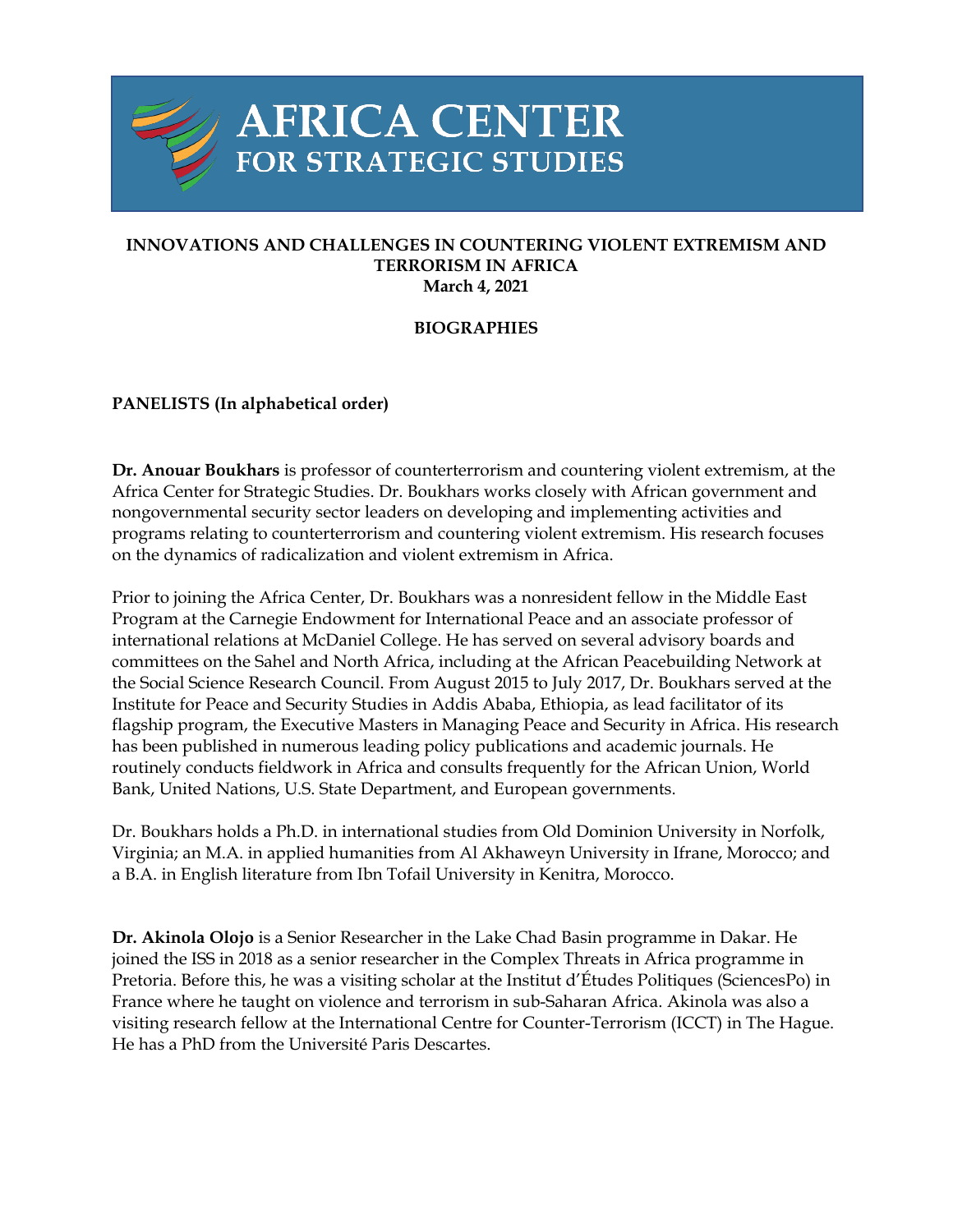# AFRICA CENTER FOR STRATEGIC STUDIES

**INNOVATIONS AND CHALLENGES IN COUNTERING VIOLENT EXTREMISM AND TERRORISM IN AFRICA**
**March 4, 2021**

**BIOGRAPHIES**

**PANELISTS (In alphabetical order)**

**Dr. Anouar Boukhars** is professor of counterterrorism and countering violent extremism, at the Africa Center for Strategic Studies. Dr. Boukhars works closely with African government and nongovernmental security sector leaders on developing and implementing activities and programs relating to counterterrorism and countering violent extremism. His research focuses on the dynamics of radicalization and violent extremism in Africa.

Prior to joining the Africa Center, Dr. Boukhars was a nonresident fellow in the Middle East Program at the Carnegie Endowment for International Peace and an associate professor of international relations at McDaniel College. He has served on several advisory boards and committees on the Sahel and North Africa, including at the African Peacebuilding Network at the Social Science Research Council. From August 2015 to July 2017, Dr. Boukhars served at the Institute for Peace and Security Studies in Addis Ababa, Ethiopia, as lead facilitator of its flagship program, the Executive Masters in Managing Peace and Security in Africa. His research has been published in numerous leading policy publications and academic journals. He routinely conducts fieldwork in Africa and consults frequently for the African Union, World Bank, United Nations, U.S. State Department, and European governments.

Dr. Boukhars holds a Ph.D. in international studies from Old Dominion University in Norfolk, Virginia; an M.A. in applied humanities from Al Akhaweyn University in Ifrane, Morocco; and a B.A. in English literature from Ibn Tofail University in Kenitra, Morocco.

**Dr. Akinola Olojo** is a Senior Researcher in the Lake Chad Basin programme in Dakar. He joined the ISS in 2018 as a senior researcher in the Complex Threats in Africa programme in Pretoria. Before this, he was a visiting scholar at the Institut d'Études Politiques (SciencesPo) in France where he taught on violence and terrorism in sub-Saharan Africa. Akinola was also a visiting research fellow at the International Centre for Counter-Terrorism (ICCT) in The Hague. He has a PhD from the Université Paris Descartes.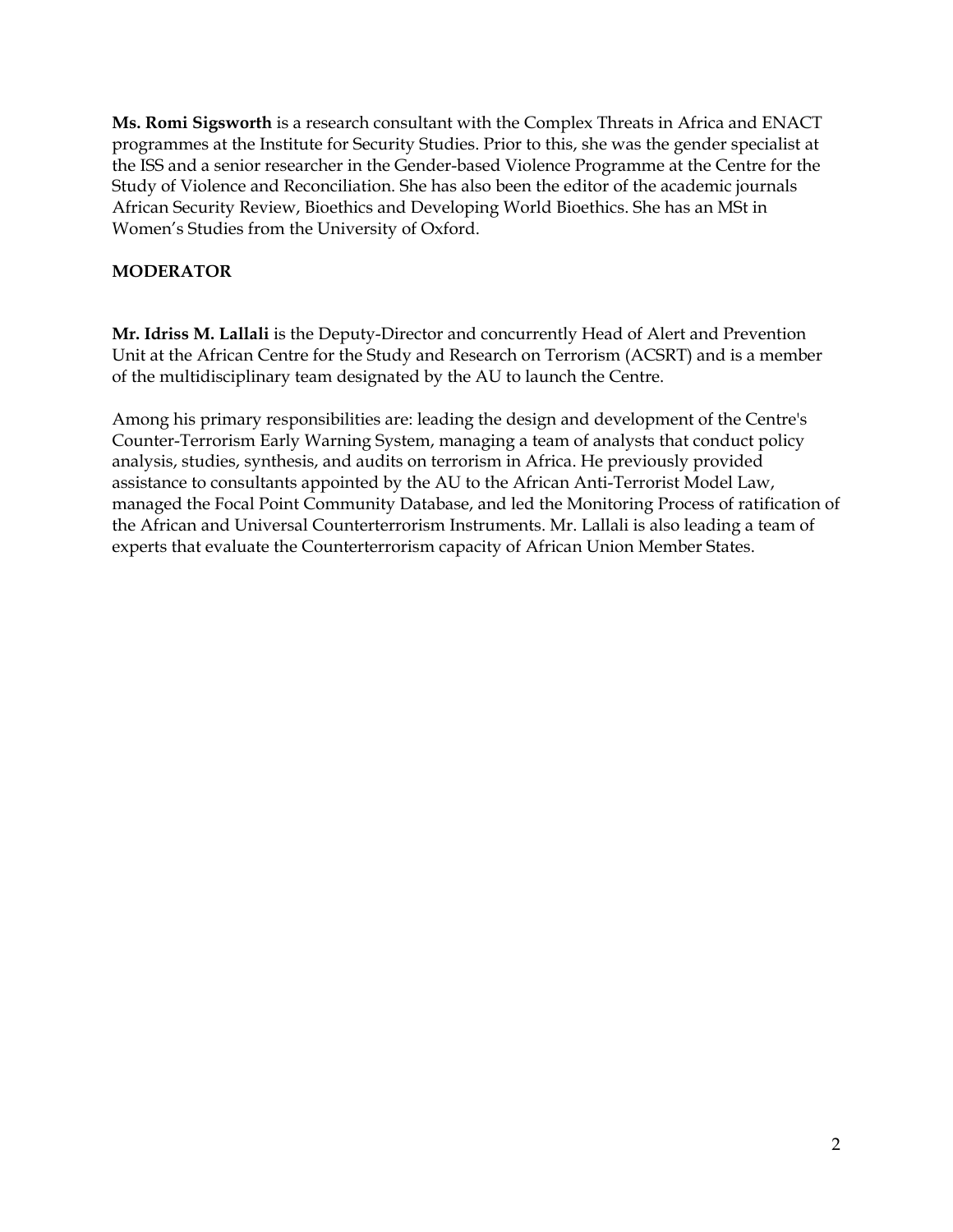**Ms. Romi Sigsworth** is a research consultant with the Complex Threats in Africa and ENACT programmes at the Institute for Security Studies. Prior to this, she was the gender specialist at the ISS and a senior researcher in the Gender-based Violence Programme at the Centre for the Study of Violence and Reconciliation. She has also been the editor of the academic journals African Security Review, Bioethics and Developing World Bioethics. She has an MSt in Women's Studies from the University of Oxford.

**MODERATOR**

**Mr. Idriss M. Lallali** is the Deputy-Director and concurrently Head of Alert and Prevention Unit at the African Centre for the Study and Research on Terrorism (ACSRT) and is a member of the multidisciplinary team designated by the AU to launch the Centre.

Among his primary responsibilities are: leading the design and development of the Centre's Counter-Terrorism Early Warning System, managing a team of analysts that conduct policy analysis, studies, synthesis, and audits on terrorism in Africa. He previously provided assistance to consultants appointed by the AU to the African Anti-Terrorist Model Law, managed the Focal Point Community Database, and led the Monitoring Process of ratification of the African and Universal Counterterrorism Instruments. Mr. Lallali is also leading a team of experts that evaluate the Counterterrorism capacity of African Union Member States.